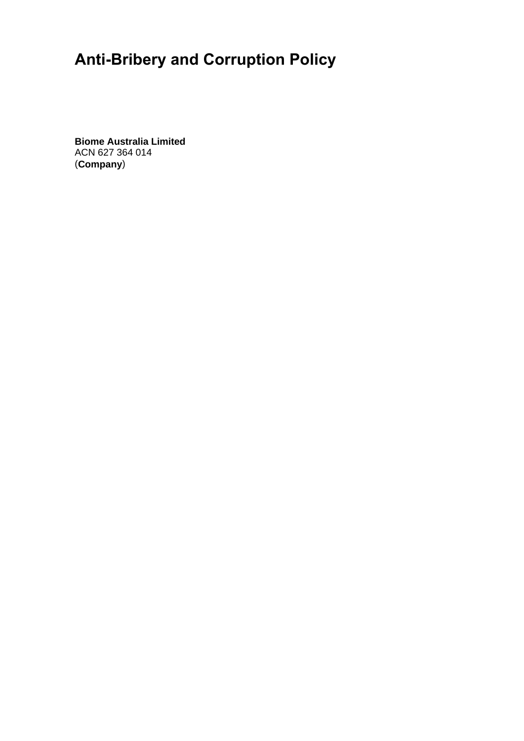# Anti-Bribery and Corruption Policy

**Biome Australia Limited**
ACN 627 364 014
(**Company**)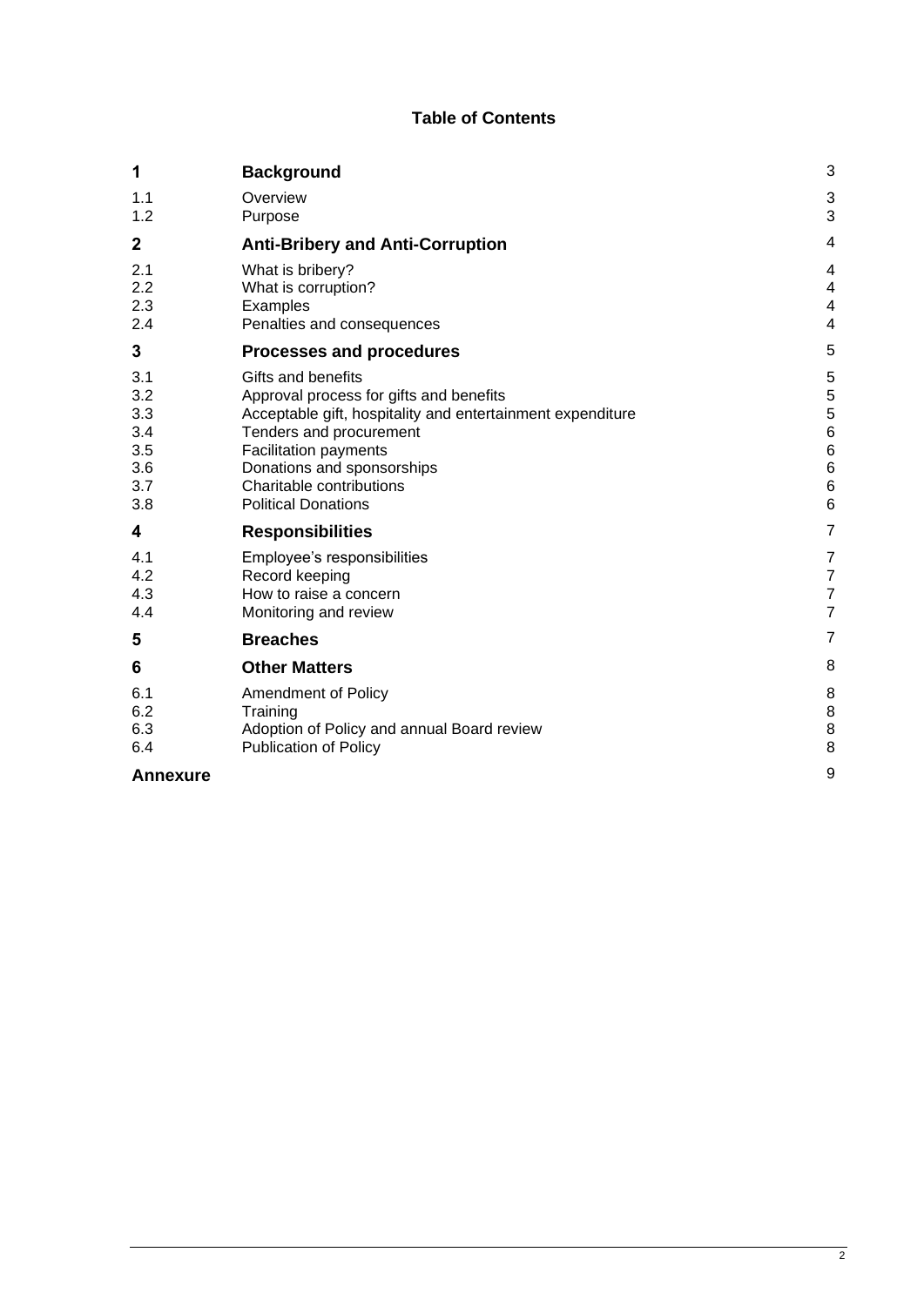## Table of Contents

| | | |
|---|---|---|
| **1** | **Background** | 3 |
| 1.1 | Overview | 3 |
| 1.2 | Purpose | 3 |
| **2** | **Anti-Bribery and Anti-Corruption** | 4 |
| 2.1 | What is bribery? | 4 |
| 2.2 | What is corruption? | 4 |
| 2.3 | Examples | 4 |
| 2.4 | Penalties and consequences | 4 |
| **3** | **Processes and procedures** | 5 |
| 3.1 | Gifts and benefits | 5 |
| 3.2 | Approval process for gifts and benefits | 5 |
| 3.3 | Acceptable gift, hospitality and entertainment expenditure | 5 |
| 3.4 | Tenders and procurement | 6 |
| 3.5 | Facilitation payments | 6 |
| 3.6 | Donations and sponsorships | 6 |
| 3.7 | Charitable contributions | 6 |
| 3.8 | Political Donations | 6 |
| **4** | **Responsibilities** | 7 |
| 4.1 | Employee's responsibilities | 7 |
| 4.2 | Record keeping | 7 |
| 4.3 | How to raise a concern | 7 |
| 4.4 | Monitoring and review | 7 |
| **5** | **Breaches** | 7 |
| **6** | **Other Matters** | 8 |
| 6.1 | Amendment of Policy | 8 |
| 6.2 | Training | 8 |
| 6.3 | Adoption of Policy and annual Board review | 8 |
| 6.4 | Publication of Policy | 8 |
| **Annexure** | | 9 |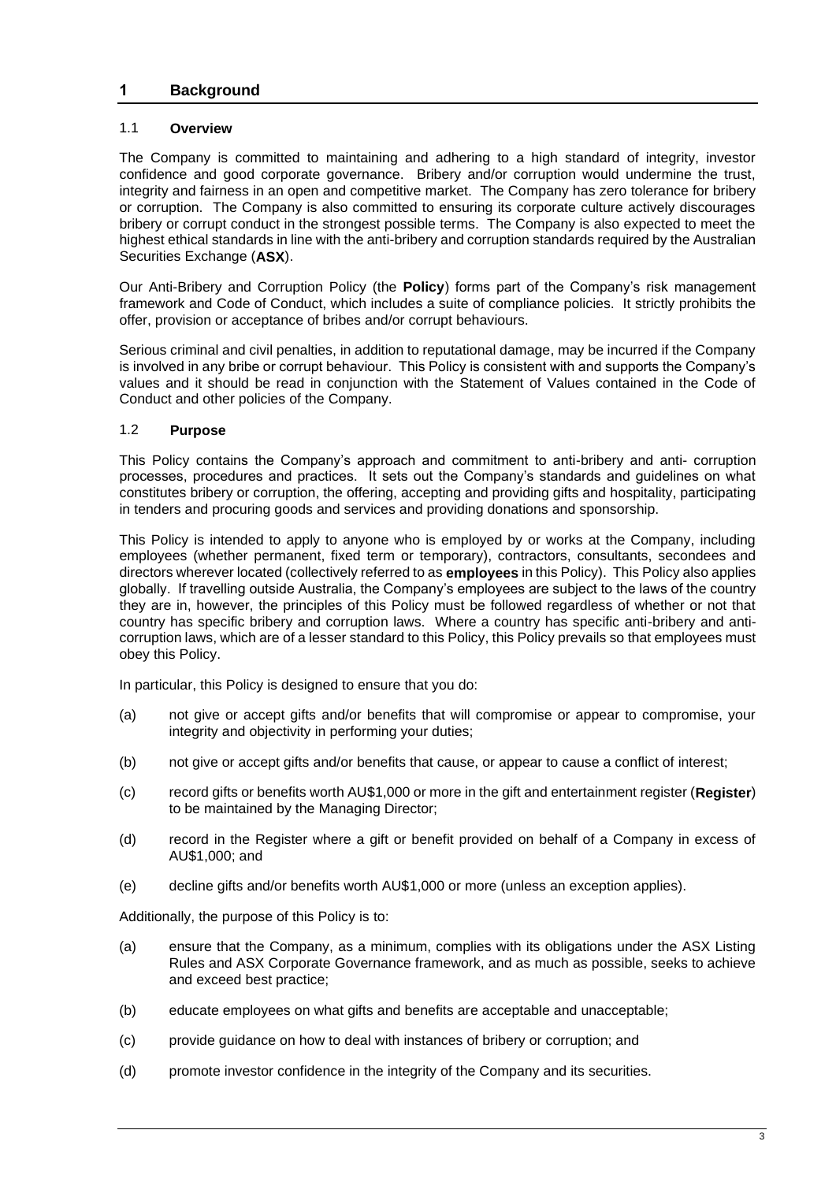# 1 Background

## 1.1 Overview

The Company is committed to maintaining and adhering to a high standard of integrity, investor confidence and good corporate governance. Bribery and/or corruption would undermine the trust, integrity and fairness in an open and competitive market. The Company has zero tolerance for bribery or corruption. The Company is also committed to ensuring its corporate culture actively discourages bribery or corrupt conduct in the strongest possible terms. The Company is also expected to meet the highest ethical standards in line with the anti-bribery and corruption standards required by the Australian Securities Exchange (**ASX**).

Our Anti-Bribery and Corruption Policy (the **Policy**) forms part of the Company's risk management framework and Code of Conduct, which includes a suite of compliance policies. It strictly prohibits the offer, provision or acceptance of bribes and/or corrupt behaviours.

Serious criminal and civil penalties, in addition to reputational damage, may be incurred if the Company is involved in any bribe or corrupt behaviour. This Policy is consistent with and supports the Company's values and it should be read in conjunction with the Statement of Values contained in the Code of Conduct and other policies of the Company.

## 1.2 Purpose

This Policy contains the Company's approach and commitment to anti-bribery and anti- corruption processes, procedures and practices. It sets out the Company's standards and guidelines on what constitutes bribery or corruption, the offering, accepting and providing gifts and hospitality, participating in tenders and procuring goods and services and providing donations and sponsorship.

This Policy is intended to apply to anyone who is employed by or works at the Company, including employees (whether permanent, fixed term or temporary), contractors, consultants, secondees and directors wherever located (collectively referred to as **employees** in this Policy). This Policy also applies globally. If travelling outside Australia, the Company's employees are subject to the laws of the country they are in, however, the principles of this Policy must be followed regardless of whether or not that country has specific bribery and corruption laws. Where a country has specific anti-bribery and anti-corruption laws, which are of a lesser standard to this Policy, this Policy prevails so that employees must obey this Policy.

In particular, this Policy is designed to ensure that you do:

(a) not give or accept gifts and/or benefits that will compromise or appear to compromise, your integrity and objectivity in performing your duties;

(b) not give or accept gifts and/or benefits that cause, or appear to cause a conflict of interest;

(c) record gifts or benefits worth AU$1,000 or more in the gift and entertainment register (**Register**) to be maintained by the Managing Director;

(d) record in the Register where a gift or benefit provided on behalf of a Company in excess of AU$1,000; and

(e) decline gifts and/or benefits worth AU$1,000 or more (unless an exception applies).

Additionally, the purpose of this Policy is to:

(a) ensure that the Company, as a minimum, complies with its obligations under the ASX Listing Rules and ASX Corporate Governance framework, and as much as possible, seeks to achieve and exceed best practice;

(b) educate employees on what gifts and benefits are acceptable and unacceptable;

(c) provide guidance on how to deal with instances of bribery or corruption; and

(d) promote investor confidence in the integrity of the Company and its securities.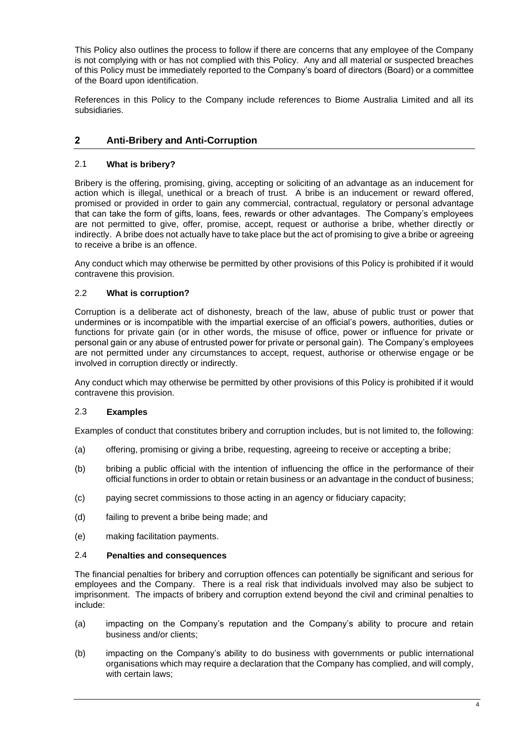This Policy also outlines the process to follow if there are concerns that any employee of the Company is not complying with or has not complied with this Policy. Any and all material or suspected breaches of this Policy must be immediately reported to the Company's board of directors (Board) or a committee of the Board upon identification.

References in this Policy to the Company include references to Biome Australia Limited and all its subsidiaries.

## 2 Anti-Bribery and Anti-Corruption

### 2.1 What is bribery?

Bribery is the offering, promising, giving, accepting or soliciting of an advantage as an inducement for action which is illegal, unethical or a breach of trust. A bribe is an inducement or reward offered, promised or provided in order to gain any commercial, contractual, regulatory or personal advantage that can take the form of gifts, loans, fees, rewards or other advantages. The Company's employees are not permitted to give, offer, promise, accept, request or authorise a bribe, whether directly or indirectly. A bribe does not actually have to take place but the act of promising to give a bribe or agreeing to receive a bribe is an offence.

Any conduct which may otherwise be permitted by other provisions of this Policy is prohibited if it would contravene this provision.

### 2.2 What is corruption?

Corruption is a deliberate act of dishonesty, breach of the law, abuse of public trust or power that undermines or is incompatible with the impartial exercise of an official's powers, authorities, duties or functions for private gain (or in other words, the misuse of office, power or influence for private or personal gain or any abuse of entrusted power for private or personal gain). The Company's employees are not permitted under any circumstances to accept, request, authorise or otherwise engage or be involved in corruption directly or indirectly.

Any conduct which may otherwise be permitted by other provisions of this Policy is prohibited if it would contravene this provision.

### 2.3 Examples

Examples of conduct that constitutes bribery and corruption includes, but is not limited to, the following:

(a) offering, promising or giving a bribe, requesting, agreeing to receive or accepting a bribe;

(b) bribing a public official with the intention of influencing the office in the performance of their official functions in order to obtain or retain business or an advantage in the conduct of business;

(c) paying secret commissions to those acting in an agency or fiduciary capacity;

(d) failing to prevent a bribe being made; and

(e) making facilitation payments.

### 2.4 Penalties and consequences

The financial penalties for bribery and corruption offences can potentially be significant and serious for employees and the Company. There is a real risk that individuals involved may also be subject to imprisonment. The impacts of bribery and corruption extend beyond the civil and criminal penalties to include:

(a) impacting on the Company's reputation and the Company's ability to procure and retain business and/or clients;

(b) impacting on the Company's ability to do business with governments or public international organisations which may require a declaration that the Company has complied, and will comply, with certain laws;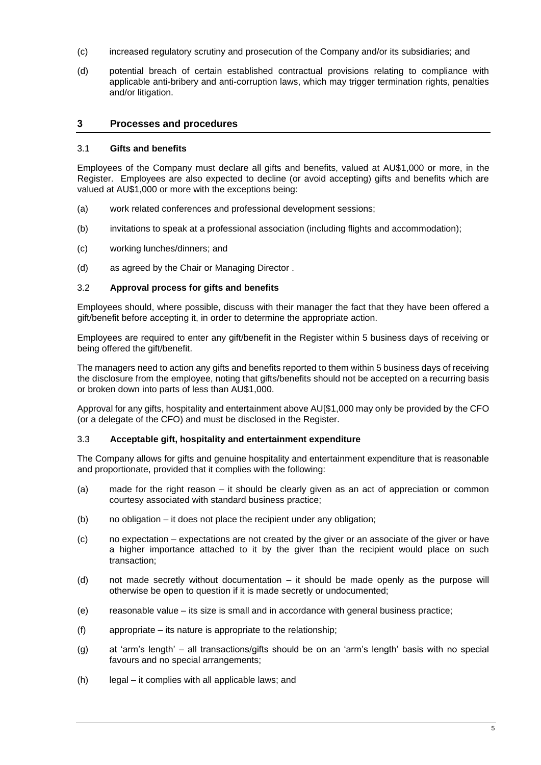(c) increased regulatory scrutiny and prosecution of the Company and/or its subsidiaries; and

(d) potential breach of certain established contractual provisions relating to compliance with applicable anti-bribery and anti-corruption laws, which may trigger termination rights, penalties and/or litigation.

## 3 Processes and procedures

### 3.1 Gifts and benefits

Employees of the Company must declare all gifts and benefits, valued at AU$1,000 or more, in the Register. Employees are also expected to decline (or avoid accepting) gifts and benefits which are valued at AU$1,000 or more with the exceptions being:

(a) work related conferences and professional development sessions;

(b) invitations to speak at a professional association (including flights and accommodation);

(c) working lunches/dinners; and

(d) as agreed by the Chair or Managing Director .

### 3.2 Approval process for gifts and benefits

Employees should, where possible, discuss with their manager the fact that they have been offered a gift/benefit before accepting it, in order to determine the appropriate action.

Employees are required to enter any gift/benefit in the Register within 5 business days of receiving or being offered the gift/benefit.

The managers need to action any gifts and benefits reported to them within 5 business days of receiving the disclosure from the employee, noting that gifts/benefits should not be accepted on a recurring basis or broken down into parts of less than AU$1,000.

Approval for any gifts, hospitality and entertainment above AU[$1,000 may only be provided by the CFO (or a delegate of the CFO) and must be disclosed in the Register.

### 3.3 Acceptable gift, hospitality and entertainment expenditure

The Company allows for gifts and genuine hospitality and entertainment expenditure that is reasonable and proportionate, provided that it complies with the following:

(a) made for the right reason – it should be clearly given as an act of appreciation or common courtesy associated with standard business practice;

(b) no obligation – it does not place the recipient under any obligation;

(c) no expectation – expectations are not created by the giver or an associate of the giver or have a higher importance attached to it by the giver than the recipient would place on such transaction;

(d) not made secretly without documentation – it should be made openly as the purpose will otherwise be open to question if it is made secretly or undocumented;

(e) reasonable value – its size is small and in accordance with general business practice;

(f) appropriate – its nature is appropriate to the relationship;

(g) at 'arm's length' – all transactions/gifts should be on an 'arm's length' basis with no special favours and no special arrangements;

(h) legal – it complies with all applicable laws; and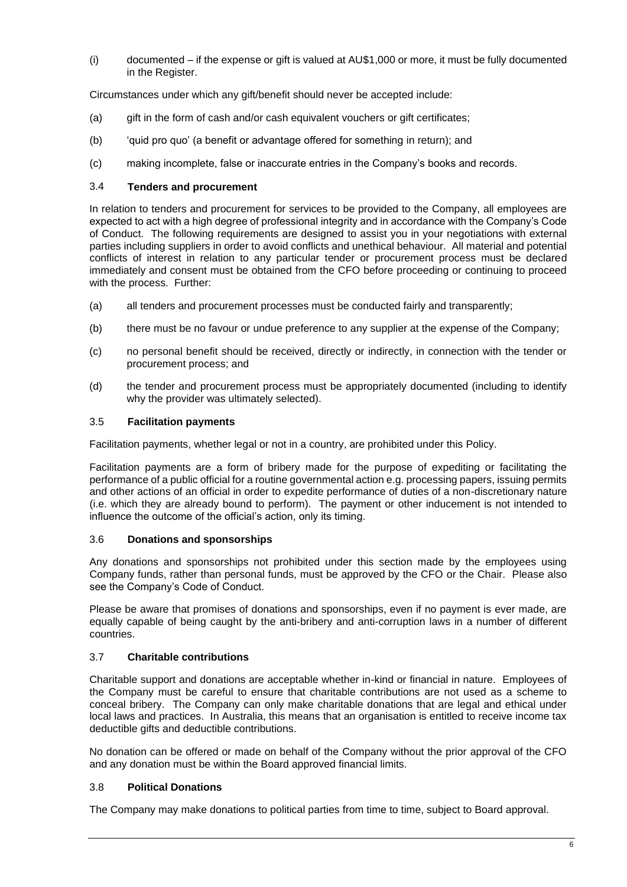(i) documented – if the expense or gift is valued at AU$1,000 or more, it must be fully documented in the Register.

Circumstances under which any gift/benefit should never be accepted include:

(a) gift in the form of cash and/or cash equivalent vouchers or gift certificates;

(b) 'quid pro quo' (a benefit or advantage offered for something in return); and

(c) making incomplete, false or inaccurate entries in the Company's books and records.

### 3.4 Tenders and procurement

In relation to tenders and procurement for services to be provided to the Company, all employees are expected to act with a high degree of professional integrity and in accordance with the Company's Code of Conduct. The following requirements are designed to assist you in your negotiations with external parties including suppliers in order to avoid conflicts and unethical behaviour. All material and potential conflicts of interest in relation to any particular tender or procurement process must be declared immediately and consent must be obtained from the CFO before proceeding or continuing to proceed with the process. Further:

(a) all tenders and procurement processes must be conducted fairly and transparently;

(b) there must be no favour or undue preference to any supplier at the expense of the Company;

(c) no personal benefit should be received, directly or indirectly, in connection with the tender or procurement process; and

(d) the tender and procurement process must be appropriately documented (including to identify why the provider was ultimately selected).

### 3.5 Facilitation payments

Facilitation payments, whether legal or not in a country, are prohibited under this Policy.

Facilitation payments are a form of bribery made for the purpose of expediting or facilitating the performance of a public official for a routine governmental action e.g. processing papers, issuing permits and other actions of an official in order to expedite performance of duties of a non-discretionary nature (i.e. which they are already bound to perform). The payment or other inducement is not intended to influence the outcome of the official's action, only its timing.

### 3.6 Donations and sponsorships

Any donations and sponsorships not prohibited under this section made by the employees using Company funds, rather than personal funds, must be approved by the CFO or the Chair. Please also see the Company's Code of Conduct.

Please be aware that promises of donations and sponsorships, even if no payment is ever made, are equally capable of being caught by the anti-bribery and anti-corruption laws in a number of different countries.

### 3.7 Charitable contributions

Charitable support and donations are acceptable whether in-kind or financial in nature. Employees of the Company must be careful to ensure that charitable contributions are not used as a scheme to conceal bribery. The Company can only make charitable donations that are legal and ethical under local laws and practices. In Australia, this means that an organisation is entitled to receive income tax deductible gifts and deductible contributions.

No donation can be offered or made on behalf of the Company without the prior approval of the CFO and any donation must be within the Board approved financial limits.

### 3.8 Political Donations

The Company may make donations to political parties from time to time, subject to Board approval.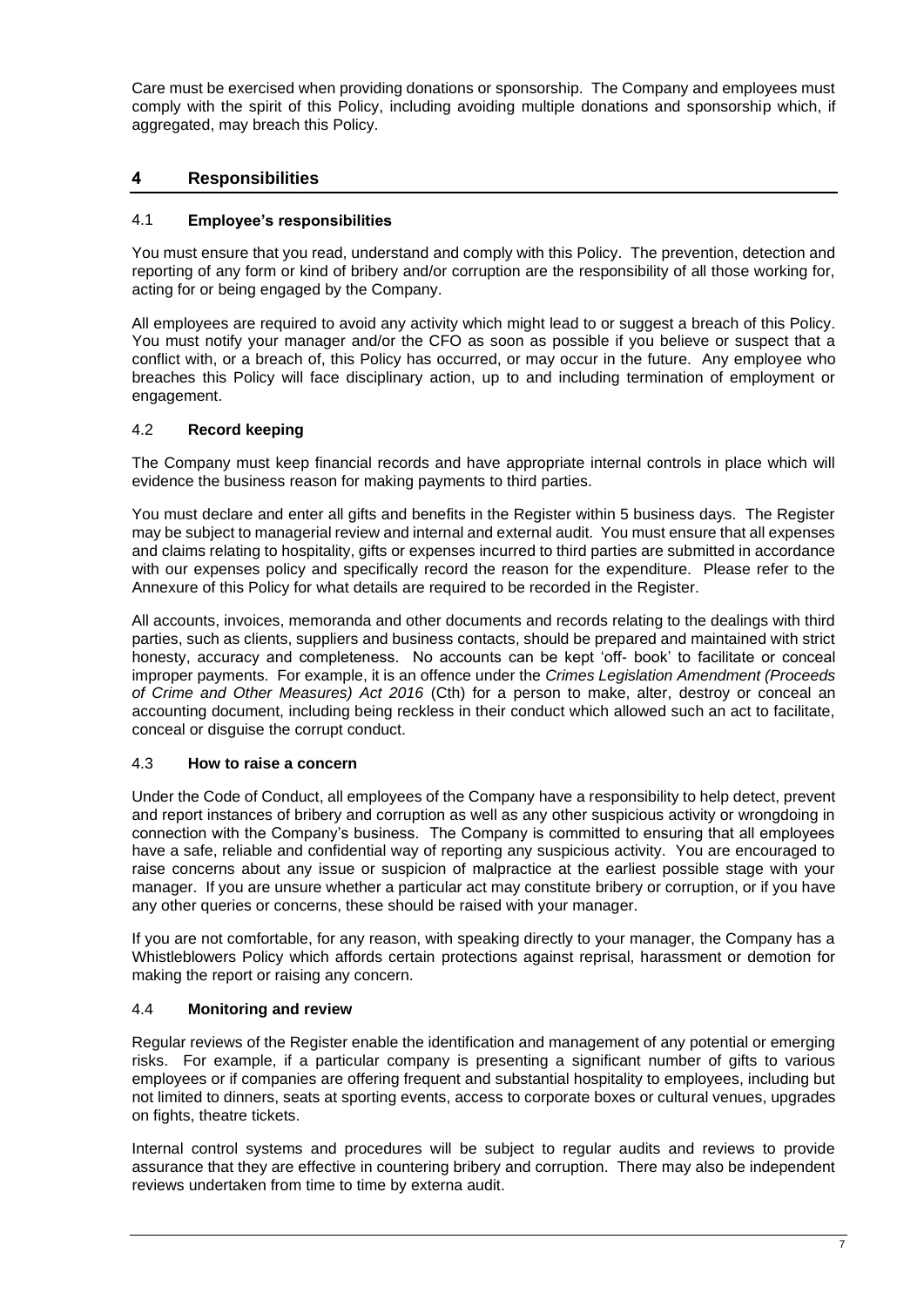Care must be exercised when providing donations or sponsorship. The Company and employees must comply with the spirit of this Policy, including avoiding multiple donations and sponsorship which, if aggregated, may breach this Policy.

## 4 Responsibilities

### 4.1 Employee's responsibilities

You must ensure that you read, understand and comply with this Policy. The prevention, detection and reporting of any form or kind of bribery and/or corruption are the responsibility of all those working for, acting for or being engaged by the Company.

All employees are required to avoid any activity which might lead to or suggest a breach of this Policy. You must notify your manager and/or the CFO as soon as possible if you believe or suspect that a conflict with, or a breach of, this Policy has occurred, or may occur in the future. Any employee who breaches this Policy will face disciplinary action, up to and including termination of employment or engagement.

### 4.2 Record keeping

The Company must keep financial records and have appropriate internal controls in place which will evidence the business reason for making payments to third parties.

You must declare and enter all gifts and benefits in the Register within 5 business days. The Register may be subject to managerial review and internal and external audit. You must ensure that all expenses and claims relating to hospitality, gifts or expenses incurred to third parties are submitted in accordance with our expenses policy and specifically record the reason for the expenditure. Please refer to the Annexure of this Policy for what details are required to be recorded in the Register.

All accounts, invoices, memoranda and other documents and records relating to the dealings with third parties, such as clients, suppliers and business contacts, should be prepared and maintained with strict honesty, accuracy and completeness. No accounts can be kept 'off- book' to facilitate or conceal improper payments. For example, it is an offence under the *Crimes Legislation Amendment (Proceeds of Crime and Other Measures) Act 2016* (Cth) for a person to make, alter, destroy or conceal an accounting document, including being reckless in their conduct which allowed such an act to facilitate, conceal or disguise the corrupt conduct.

### 4.3 How to raise a concern

Under the Code of Conduct, all employees of the Company have a responsibility to help detect, prevent and report instances of bribery and corruption as well as any other suspicious activity or wrongdoing in connection with the Company's business. The Company is committed to ensuring that all employees have a safe, reliable and confidential way of reporting any suspicious activity. You are encouraged to raise concerns about any issue or suspicion of malpractice at the earliest possible stage with your manager. If you are unsure whether a particular act may constitute bribery or corruption, or if you have any other queries or concerns, these should be raised with your manager.

If you are not comfortable, for any reason, with speaking directly to your manager, the Company has a Whistleblowers Policy which affords certain protections against reprisal, harassment or demotion for making the report or raising any concern.

### 4.4 Monitoring and review

Regular reviews of the Register enable the identification and management of any potential or emerging risks. For example, if a particular company is presenting a significant number of gifts to various employees or if companies are offering frequent and substantial hospitality to employees, including but not limited to dinners, seats at sporting events, access to corporate boxes or cultural venues, upgrades on fights, theatre tickets.

Internal control systems and procedures will be subject to regular audits and reviews to provide assurance that they are effective in countering bribery and corruption. There may also be independent reviews undertaken from time to time by externa audit.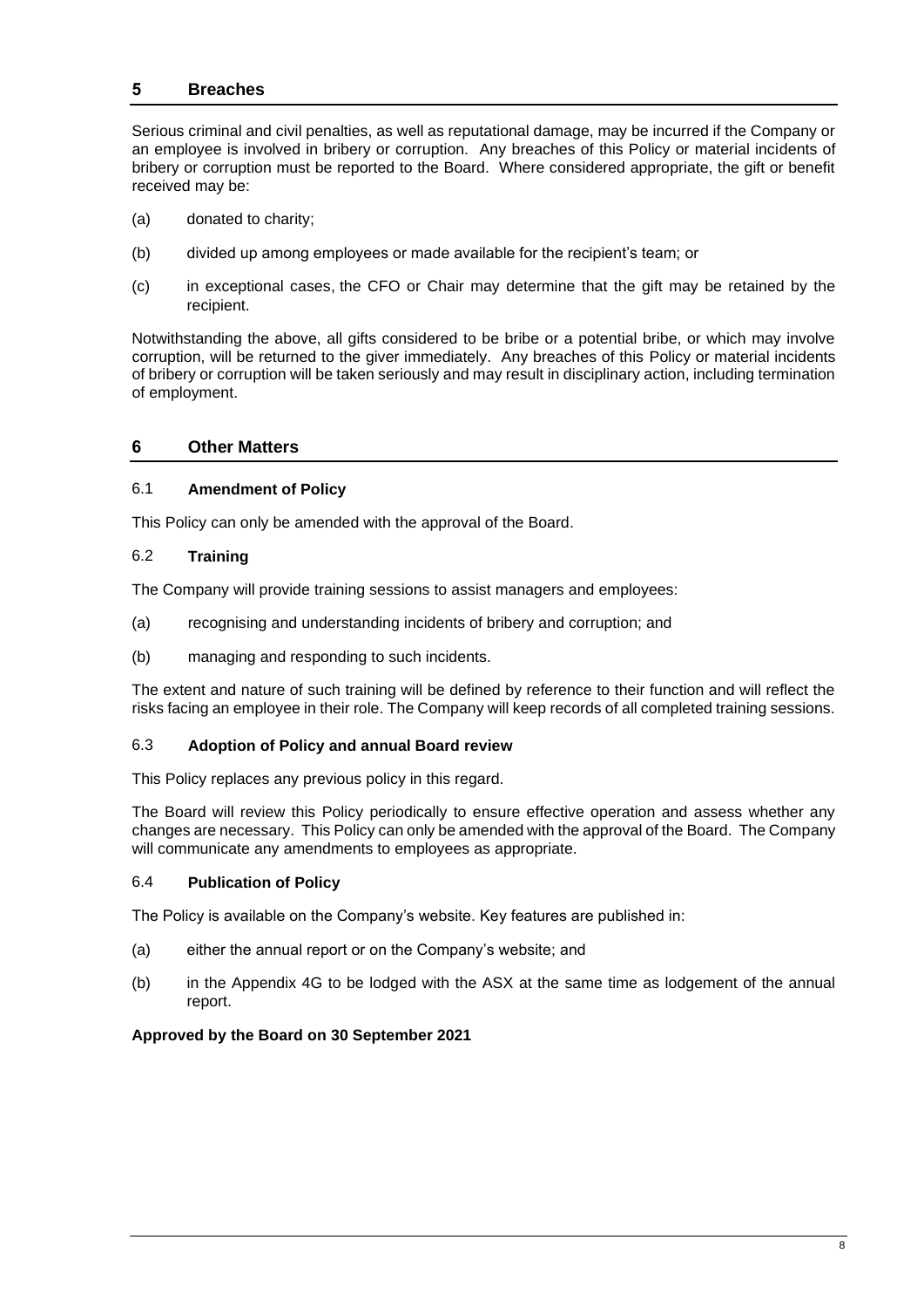## 5 Breaches

Serious criminal and civil penalties, as well as reputational damage, may be incurred if the Company or an employee is involved in bribery or corruption. Any breaches of this Policy or material incidents of bribery or corruption must be reported to the Board. Where considered appropriate, the gift or benefit received may be:

(a) donated to charity;

(b) divided up among employees or made available for the recipient's team; or

(c) in exceptional cases, the CFO or Chair may determine that the gift may be retained by the recipient.

Notwithstanding the above, all gifts considered to be bribe or a potential bribe, or which may involve corruption, will be returned to the giver immediately. Any breaches of this Policy or material incidents of bribery or corruption will be taken seriously and may result in disciplinary action, including termination of employment.

## 6 Other Matters

### 6.1 Amendment of Policy

This Policy can only be amended with the approval of the Board.

### 6.2 Training

The Company will provide training sessions to assist managers and employees:

(a) recognising and understanding incidents of bribery and corruption; and

(b) managing and responding to such incidents.

The extent and nature of such training will be defined by reference to their function and will reflect the risks facing an employee in their role. The Company will keep records of all completed training sessions.

### 6.3 Adoption of Policy and annual Board review

This Policy replaces any previous policy in this regard.

The Board will review this Policy periodically to ensure effective operation and assess whether any changes are necessary. This Policy can only be amended with the approval of the Board. The Company will communicate any amendments to employees as appropriate.

### 6.4 Publication of Policy

The Policy is available on the Company's website. Key features are published in:

(a) either the annual report or on the Company's website; and

(b) in the Appendix 4G to be lodged with the ASX at the same time as lodgement of the annual report.

**Approved by the Board on 30 September 2021**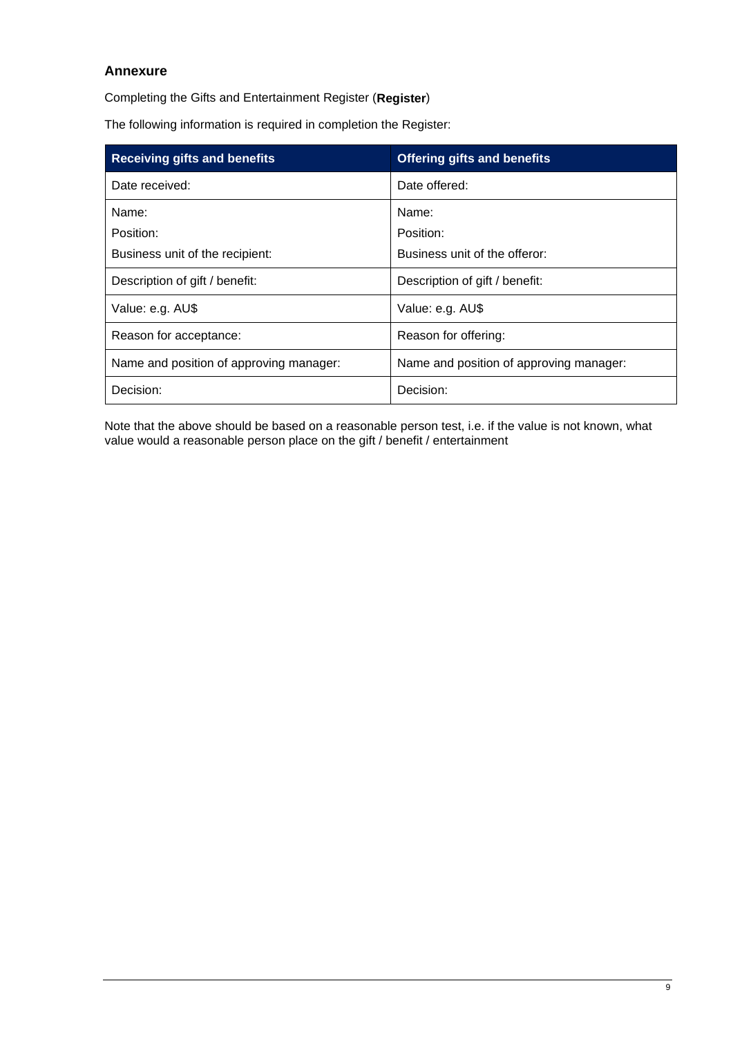## Annexure

Completing the Gifts and Entertainment Register (**Register**)

The following information is required in completion the Register:

| Receiving gifts and benefits | Offering gifts and benefits |
|---|---|
| Date received: | Date offered: |
| Name:<br>Position:<br>Business unit of the recipient: | Name:<br>Position:<br>Business unit of the offeror: |
| Description of gift / benefit: | Description of gift / benefit: |
| Value: e.g. AU$ | Value: e.g. AU$ |
| Reason for acceptance: | Reason for offering: |
| Name and position of approving manager: | Name and position of approving manager: |
| Decision: | Decision: |

Note that the above should be based on a reasonable person test, i.e. if the value is not known, what value would a reasonable person place on the gift / benefit / entertainment